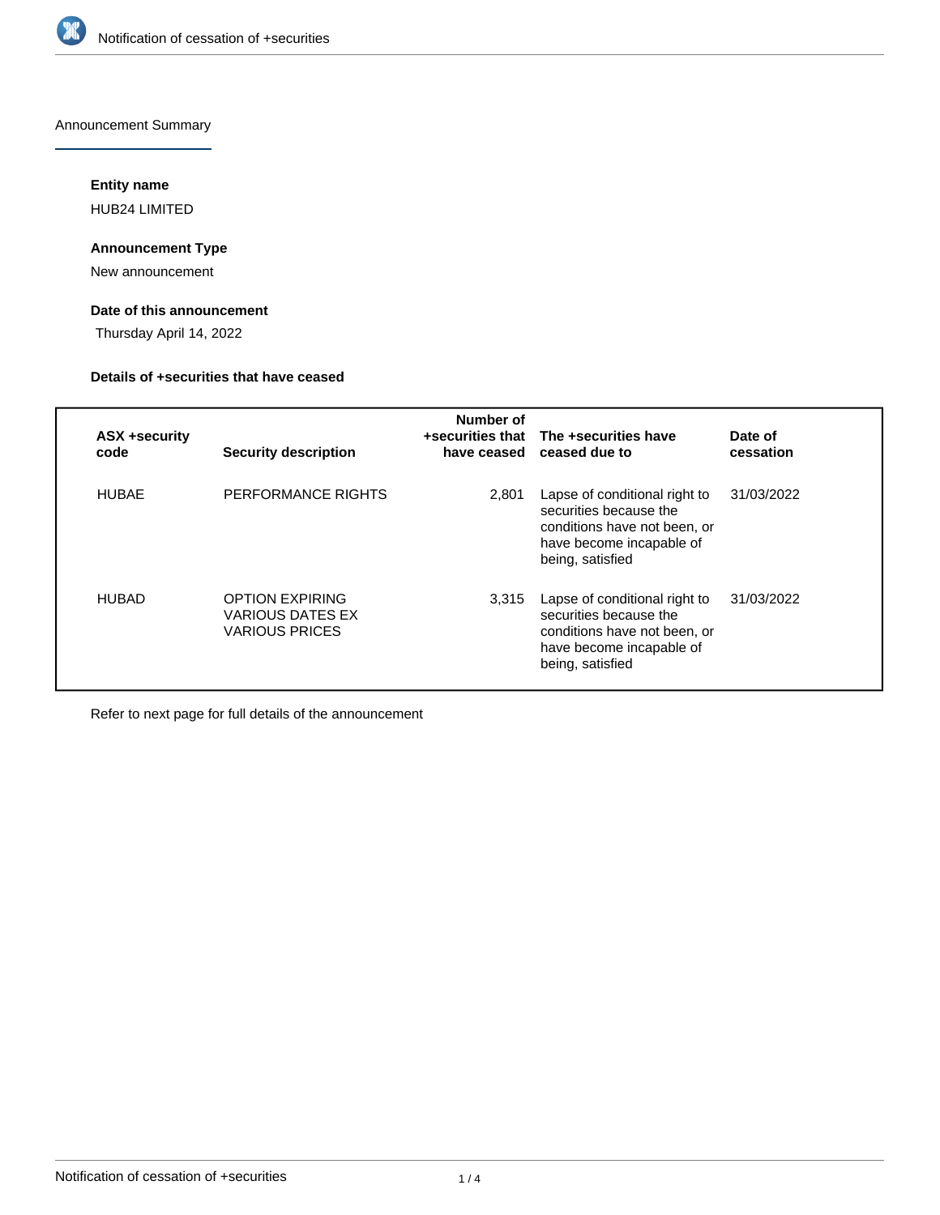Announcement Summary

#### Entity name

HUB24 LIMITED

#### Announcement Type

New announcement

#### Date of this announcement

Thursday April 14, 2022

#### Details of +securities that have ceased

| ASX +security code | Security description | Number of +securities that have ceased | The +securities have ceased due to | Date of cessation |
|---|---|---|---|---|
| HUBAE | PERFORMANCE RIGHTS | 2,801 | Lapse of conditional right to securities because the conditions have not been, or have become incapable of being, satisfied | 31/03/2022 |
| HUBAD | OPTION EXPIRING VARIOUS DATES EX VARIOUS PRICES | 3,315 | Lapse of conditional right to securities because the conditions have not been, or have become incapable of being, satisfied | 31/03/2022 |

Refer to next page for full details of the announcement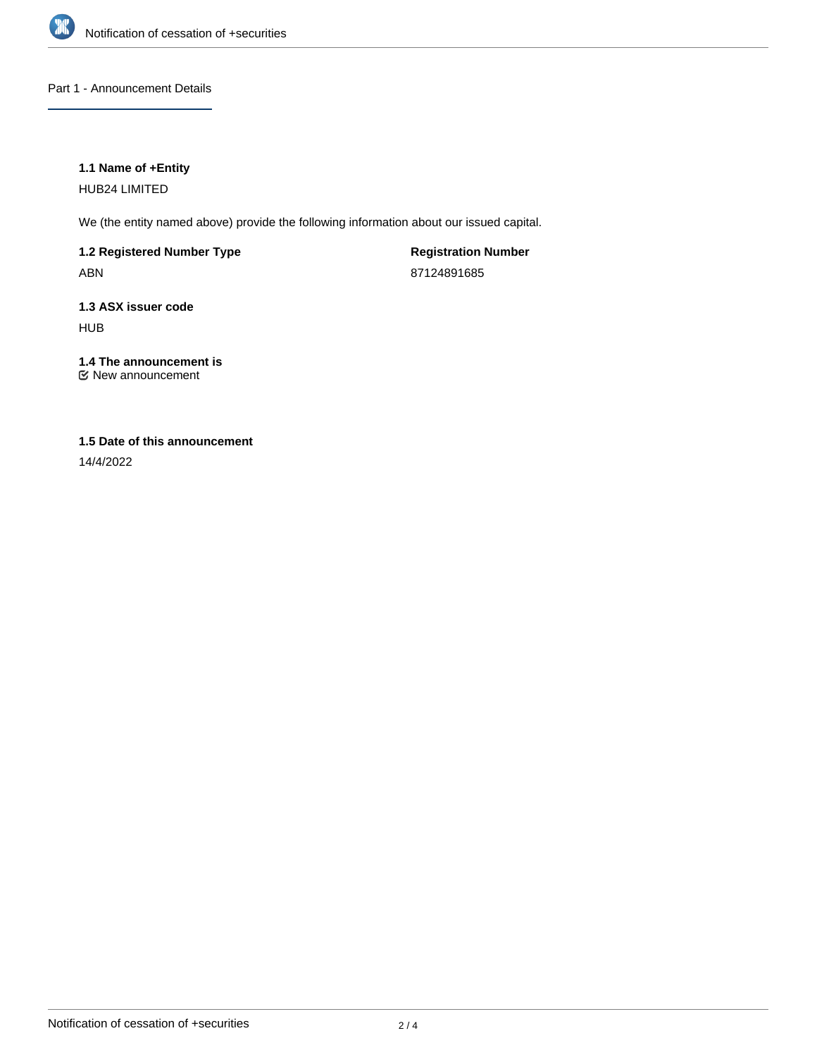## Part 1 - Announcement Details

**1.1 Name of +Entity**

HUB24 LIMITED

We (the entity named above) provide the following information about our issued capital.

**1.2 Registered Number Type**

ABN

**Registration Number**

87124891685

**1.3 ASX issuer code**

HUB

**1.4 The announcement is**

New announcement

**1.5 Date of this announcement**

14/4/2022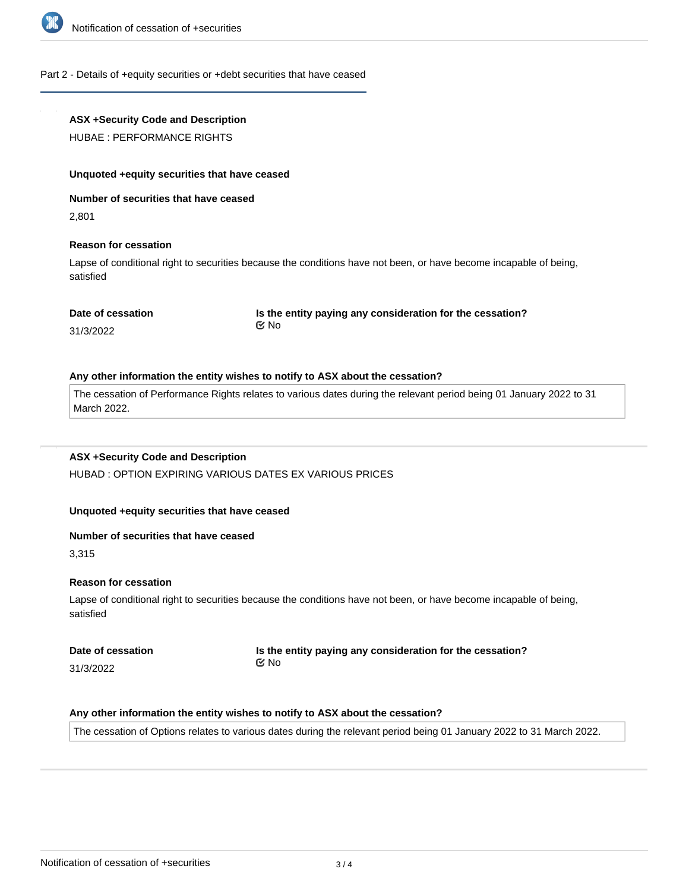## Part 2 - Details of +equity securities or +debt securities that have ceased

**ASX +Security Code and Description**

HUBAE : PERFORMANCE RIGHTS

**Unquoted +equity securities that have ceased**

**Number of securities that have ceased**

2,801

**Reason for cessation**

Lapse of conditional right to securities because the conditions have not been, or have become incapable of being, satisfied

**Date of cessation**

31/3/2022

**Is the entity paying any consideration for the cessation?**

No

**Any other information the entity wishes to notify to ASX about the cessation?**

The cessation of Performance Rights relates to various dates during the relevant period being 01 January 2022 to 31 March 2022.

---

**ASX +Security Code and Description**

HUBAD : OPTION EXPIRING VARIOUS DATES EX VARIOUS PRICES

**Unquoted +equity securities that have ceased**

**Number of securities that have ceased**

3,315

**Reason for cessation**

Lapse of conditional right to securities because the conditions have not been, or have become incapable of being, satisfied

**Date of cessation**

31/3/2022

**Is the entity paying any consideration for the cessation?**

No

**Any other information the entity wishes to notify to ASX about the cessation?**

The cessation of Options relates to various dates during the relevant period being 01 January 2022 to 31 March 2022.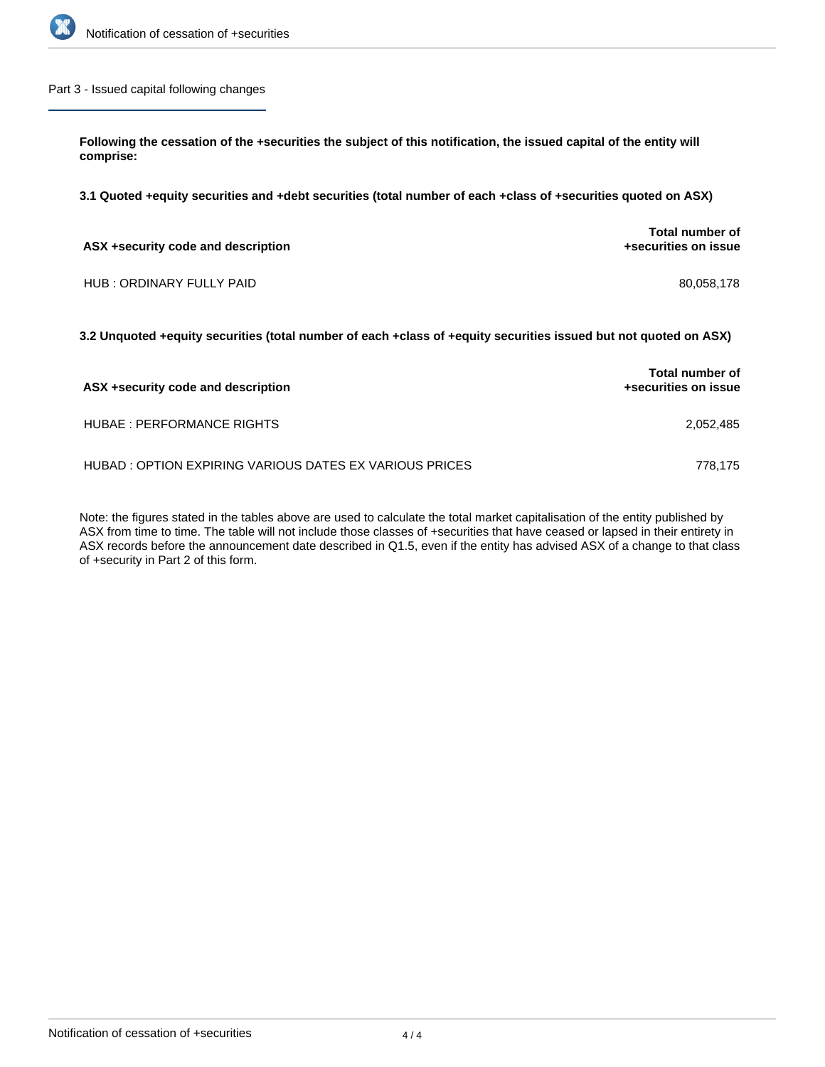## Part 3 - Issued capital following changes

**Following the cessation of the +securities the subject of this notification, the issued capital of the entity will comprise:**

**3.1 Quoted +equity securities and +debt securities (total number of each +class of +securities quoted on ASX)**

| ASX +security code and description | Total number of +securities on issue |
| --- | --- |
| HUB : ORDINARY FULLY PAID | 80,058,178 |

**3.2 Unquoted +equity securities (total number of each +class of +equity securities issued but not quoted on ASX)**

| ASX +security code and description | Total number of +securities on issue |
| --- | --- |
| HUBAE : PERFORMANCE RIGHTS | 2,052,485 |
| HUBAD : OPTION EXPIRING VARIOUS DATES EX VARIOUS PRICES | 778,175 |

Note: the figures stated in the tables above are used to calculate the total market capitalisation of the entity published by ASX from time to time. The table will not include those classes of +securities that have ceased or lapsed in their entirety in ASX records before the announcement date described in Q1.5, even if the entity has advised ASX of a change to that class of +security in Part 2 of this form.